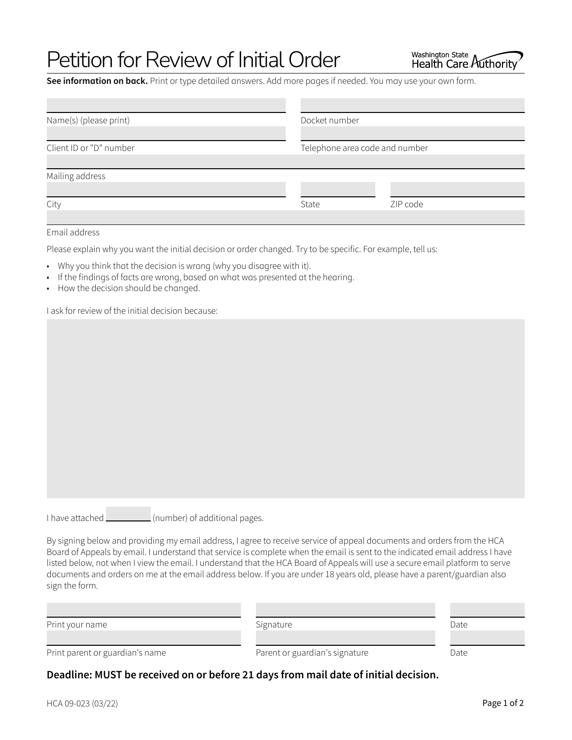# Petition for Review of Initial Order

Washington State Health Care Authority

**See information on back.** Print or type detailed answers. Add more pages if needed. You may use your own form.

Name(s) (please print)

Docket number

Client ID or "D" number

Telephone area code and number

Mailing address

City

State

ZIP code

Email address

Please explain why you want the initial decision or order changed. Try to be specific. For example, tell us:

- Why you think that the decision is wrong (why you disagree with it).
- If the findings of facts are wrong, based on what was presented at the hearing.
- How the decision should be changed.

I ask for review of the initial decision because:

I have attached __________ (number) of additional pages.

By signing below and providing my email address, I agree to receive service of appeal documents and orders from the HCA Board of Appeals by email. I understand that service is complete when the email is sent to the indicated email address I have listed below, not when I view the email. I understand that the HCA Board of Appeals will use a secure email platform to serve documents and orders on me at the email address below. If you are under 18 years old, please have a parent/guardian also sign the form.

Print your name

Signature

Date

Print parent or guardian's name

Parent or guardian's signature

Date

**Deadline: MUST be received on or before 21 days from mail date of initial decision.**

HCA 09-023 (03/22)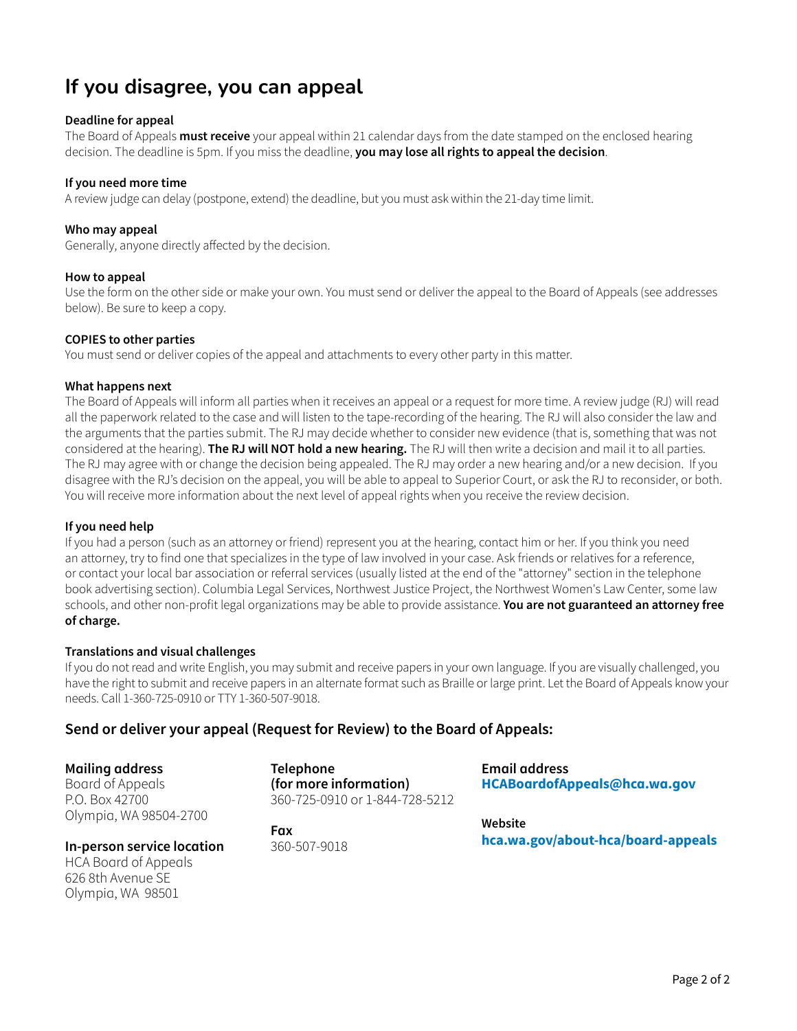# If you disagree, you can appeal

**Deadline for appeal**

The Board of Appeals **must receive** your appeal within 21 calendar days from the date stamped on the enclosed hearing decision. The deadline is 5pm. If you miss the deadline, **you may lose all rights to appeal the decision**.

**If you need more time**

A review judge can delay (postpone, extend) the deadline, but you must ask within the 21-day time limit.

**Who may appeal**

Generally, anyone directly affected by the decision.

**How to appeal**

Use the form on the other side or make your own. You must send or deliver the appeal to the Board of Appeals (see addresses below). Be sure to keep a copy.

**COPIES to other parties**

You must send or deliver copies of the appeal and attachments to every other party in this matter.

**What happens next**

The Board of Appeals will inform all parties when it receives an appeal or a request for more time. A review judge (RJ) will read all the paperwork related to the case and will listen to the tape-recording of the hearing. The RJ will also consider the law and the arguments that the parties submit. The RJ may decide whether to consider new evidence (that is, something that was not considered at the hearing). **The RJ will NOT hold a new hearing.** The RJ will then write a decision and mail it to all parties. The RJ may agree with or change the decision being appealed. The RJ may order a new hearing and/or a new decision. If you disagree with the RJ's decision on the appeal, you will be able to appeal to Superior Court, or ask the RJ to reconsider, or both. You will receive more information about the next level of appeal rights when you receive the review decision.

**If you need help**

If you had a person (such as an attorney or friend) represent you at the hearing, contact him or her. If you think you need an attorney, try to find one that specializes in the type of law involved in your case. Ask friends or relatives for a reference, or contact your local bar association or referral services (usually listed at the end of the "attorney" section in the telephone book advertising section). Columbia Legal Services, Northwest Justice Project, the Northwest Women's Law Center, some law schools, and other non-profit legal organizations may be able to provide assistance. **You are not guaranteed an attorney free of charge.**

**Translations and visual challenges**

If you do not read and write English, you may submit and receive papers in your own language. If you are visually challenged, you have the right to submit and receive papers in an alternate format such as Braille or large print. Let the Board of Appeals know your needs. Call 1-360-725-0910 or TTY 1-360-507-9018.

## Send or deliver your appeal (Request for Review) to the Board of Appeals:

**Mailing address**
Board of Appeals
P.O. Box 42700
Olympia, WA 98504-2700

**In-person service location**
HCA Board of Appeals
626 8th Avenue SE
Olympia, WA 98501

**Telephone (for more information)**
360-725-0910 or 1-844-728-5212

**Fax**
360-507-9018

**Email address**
**HCABoardofAppeals@hca.wa.gov**

**Website**
**hca.wa.gov/about-hca/board-appeals**